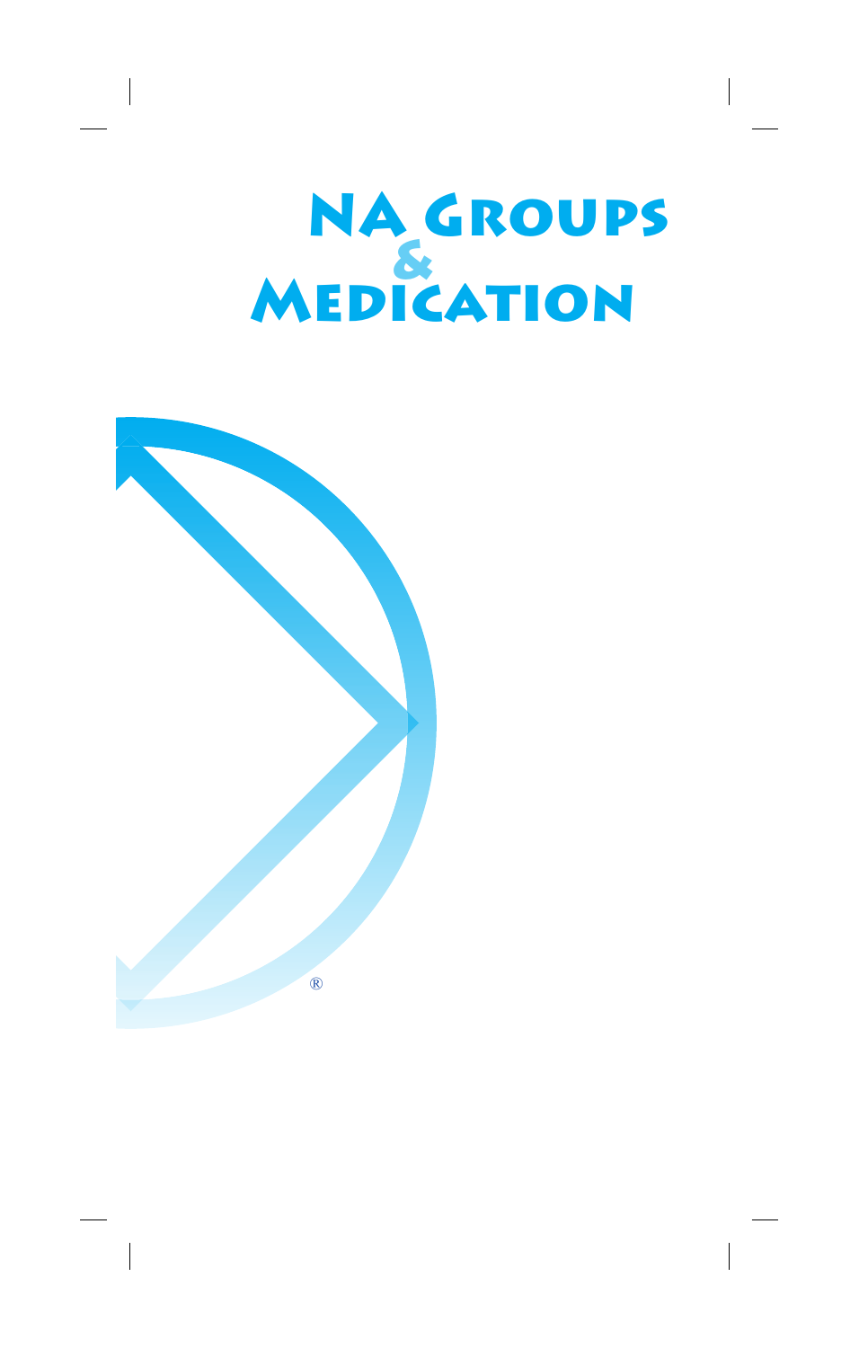# NA Groups & Medication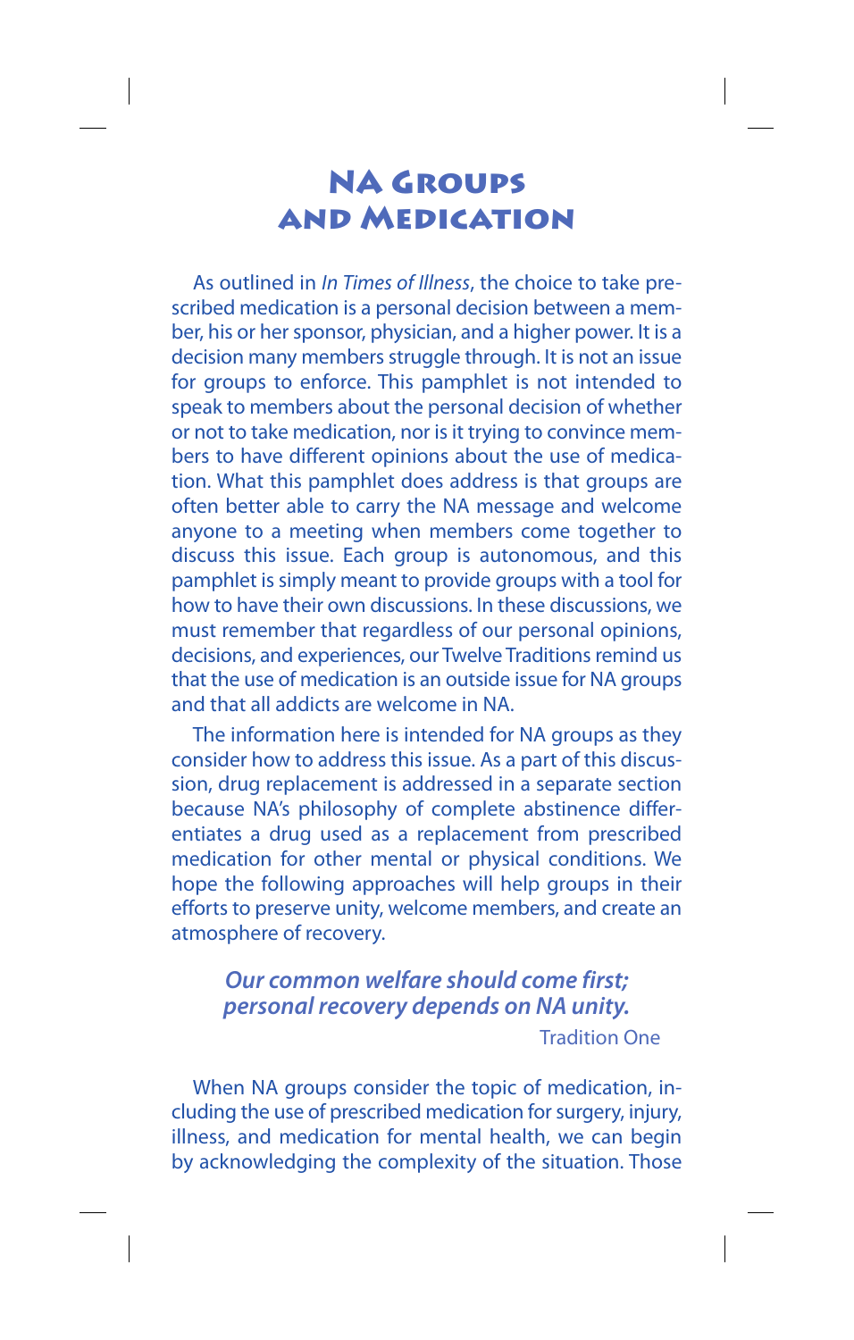# NA Groups and Medication

As outlined in *In Times of Illness*, the choice to take prescribed medication is a personal decision between a member, his or her sponsor, physician, and a higher power. It is a decision many members struggle through. It is not an issue for groups to enforce. This pamphlet is not intended to speak to members about the personal decision of whether or not to take medication, nor is it trying to convince members to have different opinions about the use of medication. What this pamphlet does address is that groups are often better able to carry the NA message and welcome anyone to a meeting when members come together to discuss this issue. Each group is autonomous, and this pamphlet is simply meant to provide groups with a tool for how to have their own discussions. In these discussions, we must remember that regardless of our personal opinions, decisions, and experiences, our Twelve Traditions remind us that the use of medication is an outside issue for NA groups and that all addicts are welcome in NA.

The information here is intended for NA groups as they consider how to address this issue. As a part of this discussion, drug replacement is addressed in a separate section because NA's philosophy of complete abstinence differentiates a drug used as a replacement from prescribed medication for other mental or physical conditions. We hope the following approaches will help groups in their efforts to preserve unity, welcome members, and create an atmosphere of recovery.

***Our common welfare should come first; personal recovery depends on NA unity.***

Tradition One

When NA groups consider the topic of medication, including the use of prescribed medication for surgery, injury, illness, and medication for mental health, we can begin by acknowledging the complexity of the situation. Those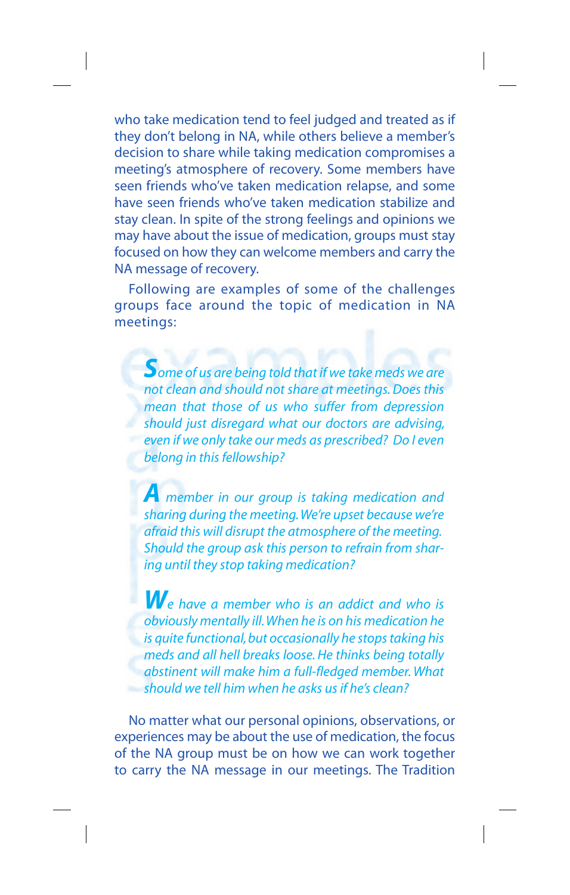who take medication tend to feel judged and treated as if they don't belong in NA, while others believe a member's decision to share while taking medication compromises a meeting's atmosphere of recovery. Some members have seen friends who've taken medication relapse, and some have seen friends who've taken medication stabilize and stay clean. In spite of the strong feelings and opinions we may have about the issue of medication, groups must stay focused on how they can welcome members and carry the NA message of recovery.

Following are examples of some of the challenges groups face around the topic of medication in NA meetings:

*Some of us are being told that if we take meds we are not clean and should not share at meetings. Does this mean that those of us who suffer from depression should just disregard what our doctors are advising, even if we only take our meds as prescribed? Do I even belong in this fellowship?*

*A member in our group is taking medication and sharing during the meeting. We're upset because we're afraid this will disrupt the atmosphere of the meeting. Should the group ask this person to refrain from sharing until they stop taking medication?*

*We have a member who is an addict and who is obviously mentally ill. When he is on his medication he is quite functional, but occasionally he stops taking his meds and all hell breaks loose. He thinks being totally abstinent will make him a full-fledged member. What should we tell him when he asks us if he's clean?*

No matter what our personal opinions, observations, or experiences may be about the use of medication, the focus of the NA group must be on how we can work together to carry the NA message in our meetings. The Tradition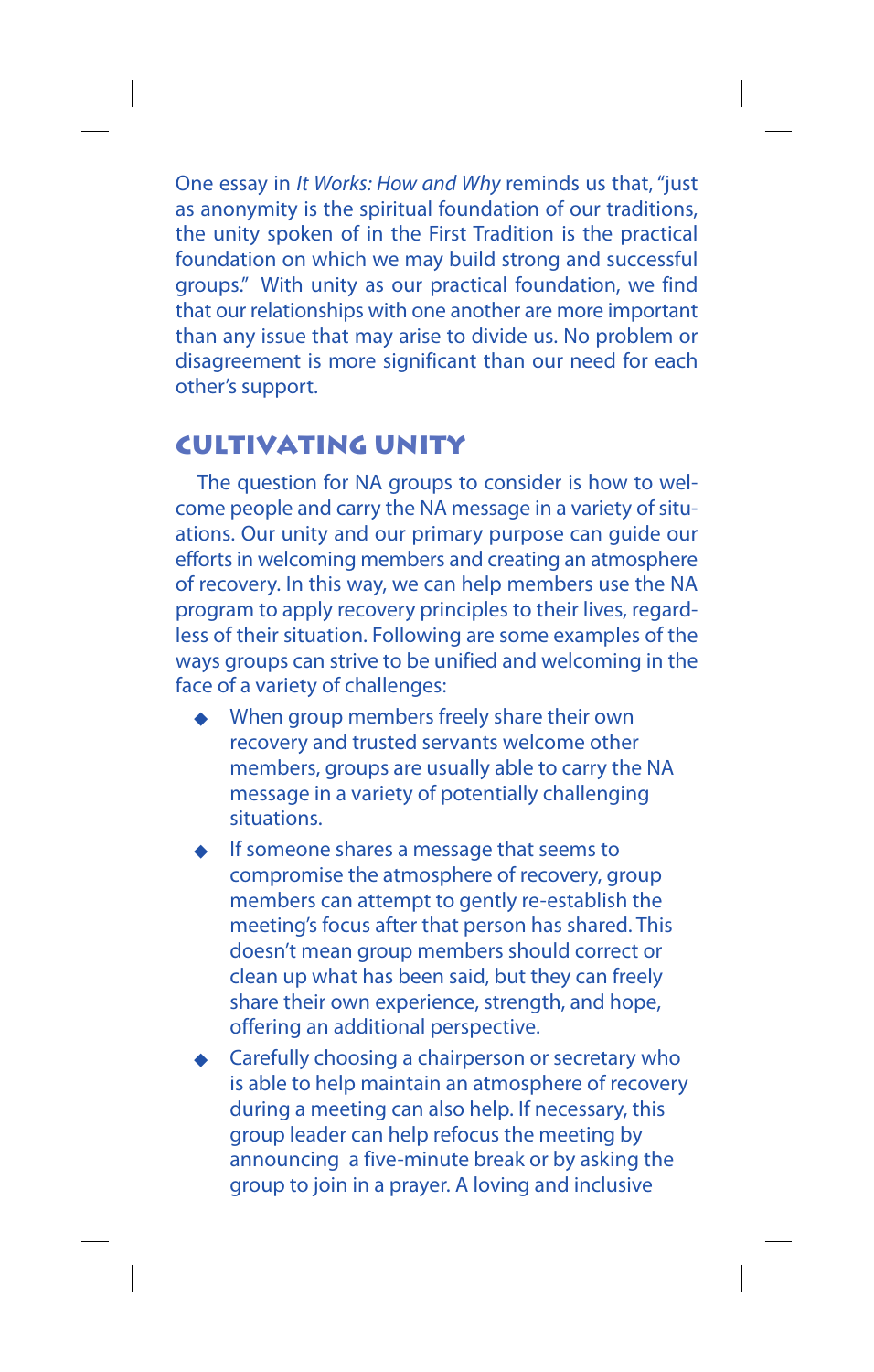One essay in *It Works: How and Why* reminds us that, "just as anonymity is the spiritual foundation of our traditions, the unity spoken of in the First Tradition is the practical foundation on which we may build strong and successful groups." With unity as our practical foundation, we find that our relationships with one another are more important than any issue that may arise to divide us. No problem or disagreement is more significant than our need for each other's support.

## Cultivating Unity

The question for NA groups to consider is how to welcome people and carry the NA message in a variety of situations. Our unity and our primary purpose can guide our efforts in welcoming members and creating an atmosphere of recovery. In this way, we can help members use the NA program to apply recovery principles to their lives, regardless of their situation. Following are some examples of the ways groups can strive to be unified and welcoming in the face of a variety of challenges:

- When group members freely share their own recovery and trusted servants welcome other members, groups are usually able to carry the NA message in a variety of potentially challenging situations.
- If someone shares a message that seems to compromise the atmosphere of recovery, group members can attempt to gently re-establish the meeting's focus after that person has shared. This doesn't mean group members should correct or clean up what has been said, but they can freely share their own experience, strength, and hope, offering an additional perspective.
- Carefully choosing a chairperson or secretary who is able to help maintain an atmosphere of recovery during a meeting can also help. If necessary, this group leader can help refocus the meeting by announcing a five-minute break or by asking the group to join in a prayer. A loving and inclusive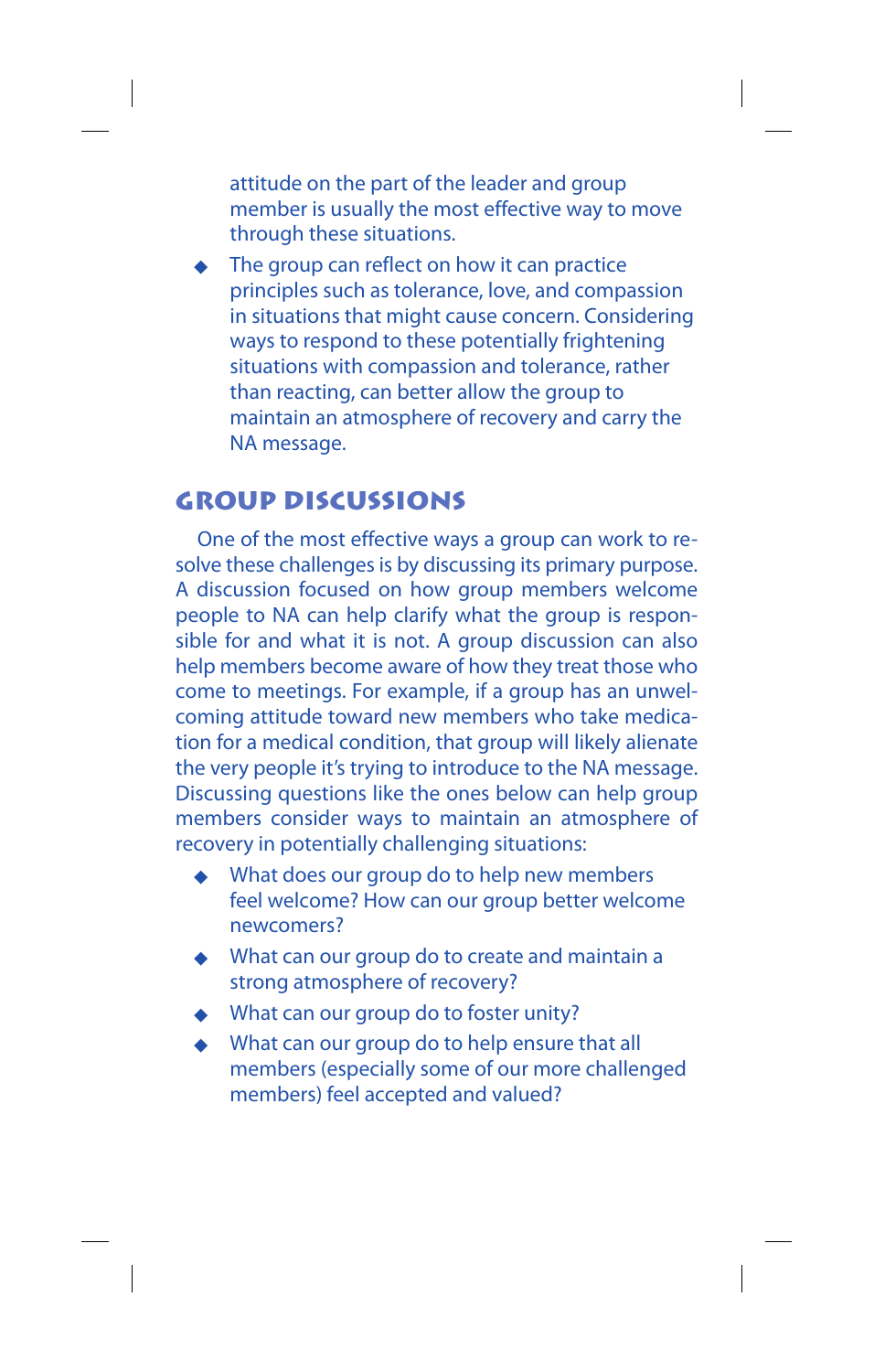attitude on the part of the leader and group member is usually the most effective way to move through these situations.

- The group can reflect on how it can practice principles such as tolerance, love, and compassion in situations that might cause concern. Considering ways to respond to these potentially frightening situations with compassion and tolerance, rather than reacting, can better allow the group to maintain an atmosphere of recovery and carry the NA message.

## Group Discussions

One of the most effective ways a group can work to resolve these challenges is by discussing its primary purpose. A discussion focused on how group members welcome people to NA can help clarify what the group is responsible for and what it is not. A group discussion can also help members become aware of how they treat those who come to meetings. For example, if a group has an unwelcoming attitude toward new members who take medication for a medical condition, that group will likely alienate the very people it's trying to introduce to the NA message. Discussing questions like the ones below can help group members consider ways to maintain an atmosphere of recovery in potentially challenging situations:

- What does our group do to help new members feel welcome? How can our group better welcome newcomers?
- What can our group do to create and maintain a strong atmosphere of recovery?
- What can our group do to foster unity?
- What can our group do to help ensure that all members (especially some of our more challenged members) feel accepted and valued?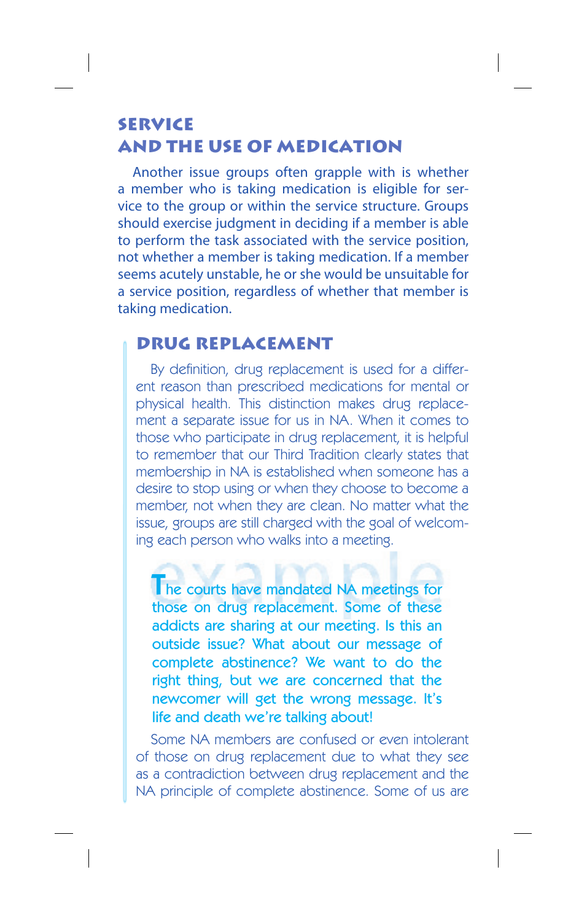## Service and the Use of Medication

Another issue groups often grapple with is whether a member who is taking medication is eligible for service to the group or within the service structure. Groups should exercise judgment in deciding if a member is able to perform the task associated with the service position, not whether a member is taking medication. If a member seems acutely unstable, he or she would be unsuitable for a service position, regardless of whether that member is taking medication.

### Drug Replacement

By definition, drug replacement is used for a different reason than prescribed medications for mental or physical health. This distinction makes drug replacement a separate issue for us in NA. When it comes to those who participate in drug replacement, it is helpful to remember that our Third Tradition clearly states that membership in NA is established when someone has a desire to stop using or when they choose to become a member, not when they are clean. No matter what the issue, groups are still charged with the goal of welcoming each person who walks into a meeting.

*example*

The courts have mandated NA meetings for those on drug replacement. Some of these addicts are sharing at our meeting. Is this an outside issue? What about our message of complete abstinence? We want to do the right thing, but we are concerned that the newcomer will get the wrong message. It's life and death we're talking about!

Some NA members are confused or even intolerant of those on drug replacement due to what they see as a contradiction between drug replacement and the NA principle of complete abstinence. Some of us are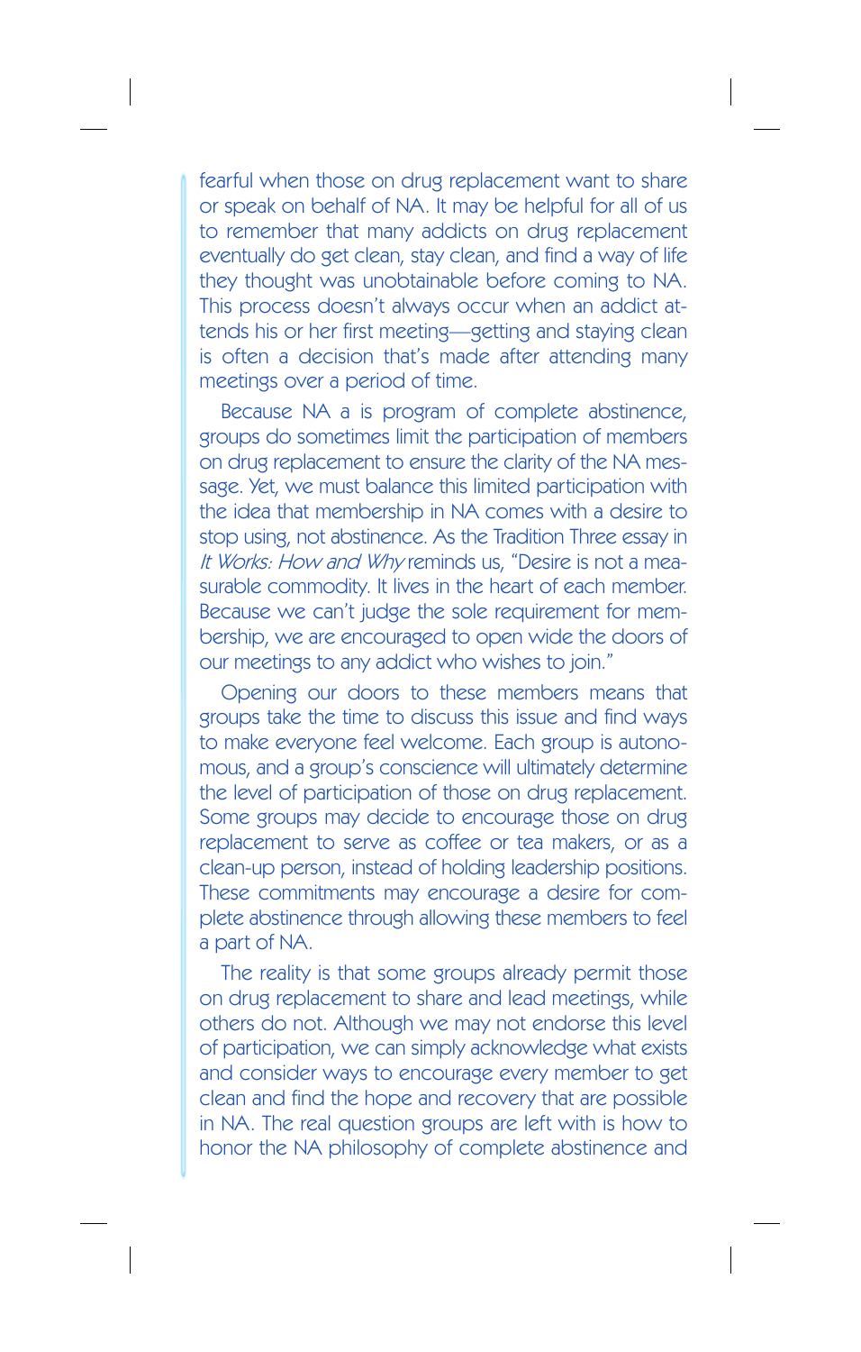fearful when those on drug replacement want to share or speak on behalf of NA. It may be helpful for all of us to remember that many addicts on drug replacement eventually do get clean, stay clean, and find a way of life they thought was unobtainable before coming to NA. This process doesn't always occur when an addict attends his or her first meeting—getting and staying clean is often a decision that's made after attending many meetings over a period of time.

Because NA a is program of complete abstinence, groups do sometimes limit the participation of members on drug replacement to ensure the clarity of the NA message. Yet, we must balance this limited participation with the idea that membership in NA comes with a desire to stop using, not abstinence. As the Tradition Three essay in *It Works: How and Why* reminds us, "Desire is not a measurable commodity. It lives in the heart of each member. Because we can't judge the sole requirement for membership, we are encouraged to open wide the doors of our meetings to any addict who wishes to join."

Opening our doors to these members means that groups take the time to discuss this issue and find ways to make everyone feel welcome. Each group is autonomous, and a group's conscience will ultimately determine the level of participation of those on drug replacement. Some groups may decide to encourage those on drug replacement to serve as coffee or tea makers, or as a clean-up person, instead of holding leadership positions. These commitments may encourage a desire for complete abstinence through allowing these members to feel a part of NA.

The reality is that some groups already permit those on drug replacement to share and lead meetings, while others do not. Although we may not endorse this level of participation, we can simply acknowledge what exists and consider ways to encourage every member to get clean and find the hope and recovery that are possible in NA. The real question groups are left with is how to honor the NA philosophy of complete abstinence and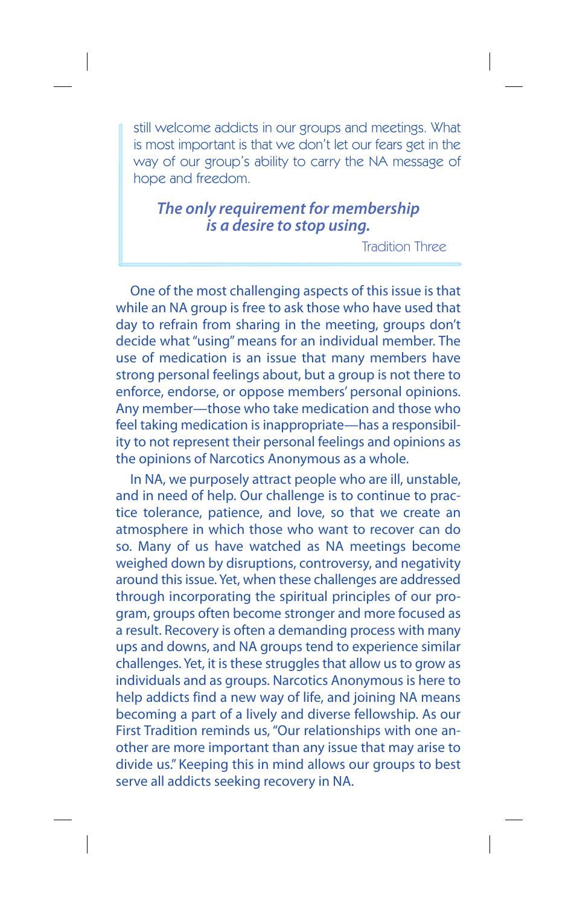still welcome addicts in our groups and meetings. What is most important is that we don't let our fears get in the way of our group's ability to carry the NA message of hope and freedom.

> ***The only requirement for membership is a desire to stop using.***
>
> Tradition Three

One of the most challenging aspects of this issue is that while an NA group is free to ask those who have used that day to refrain from sharing in the meeting, groups don't decide what "using" means for an individual member. The use of medication is an issue that many members have strong personal feelings about, but a group is not there to enforce, endorse, or oppose members' personal opinions. Any member—those who take medication and those who feel taking medication is inappropriate—has a responsibility to not represent their personal feelings and opinions as the opinions of Narcotics Anonymous as a whole.

In NA, we purposely attract people who are ill, unstable, and in need of help. Our challenge is to continue to practice tolerance, patience, and love, so that we create an atmosphere in which those who want to recover can do so. Many of us have watched as NA meetings become weighed down by disruptions, controversy, and negativity around this issue. Yet, when these challenges are addressed through incorporating the spiritual principles of our program, groups often become stronger and more focused as a result. Recovery is often a demanding process with many ups and downs, and NA groups tend to experience similar challenges. Yet, it is these struggles that allow us to grow as individuals and as groups. Narcotics Anonymous is here to help addicts find a new way of life, and joining NA means becoming a part of a lively and diverse fellowship. As our First Tradition reminds us, "Our relationships with one another are more important than any issue that may arise to divide us." Keeping this in mind allows our groups to best serve all addicts seeking recovery in NA.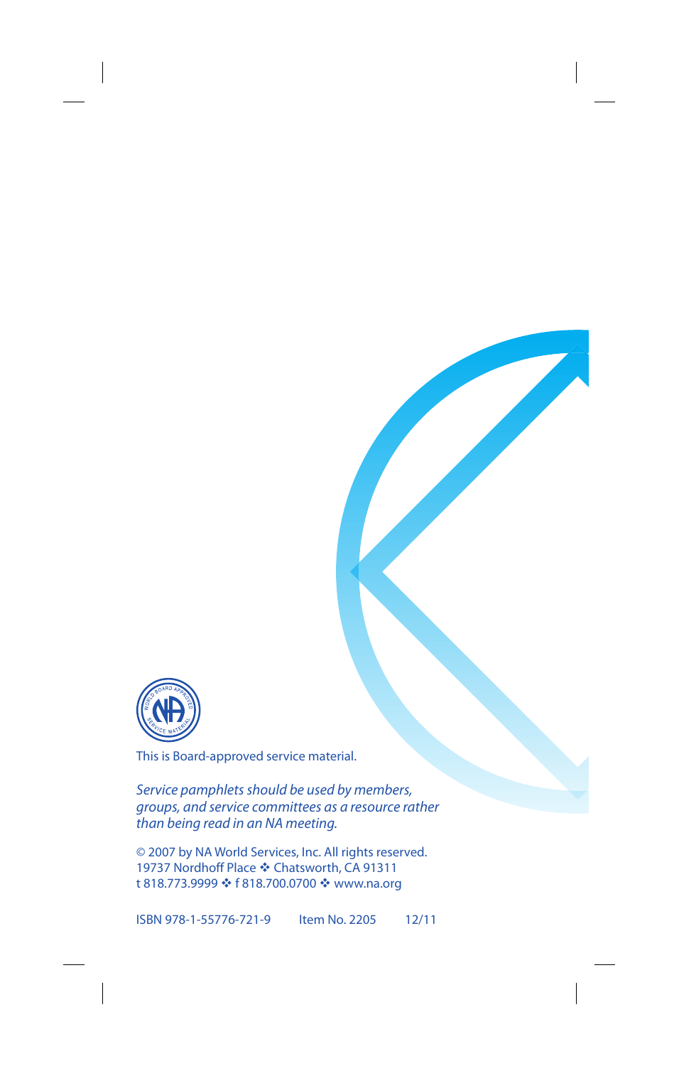This is Board-approved service material.

*Service pamphlets should be used by members, groups, and service committees as a resource rather than being read in an NA meeting.*

© 2007 by NA World Services, Inc. All rights reserved.
19737 Nordhoff Place ❖ Chatsworth, CA 91311
t 818.773.9999 ❖ f 818.700.0700 ❖ www.na.org

ISBN 978-1-55776-721-9 Item No. 2205 12/11